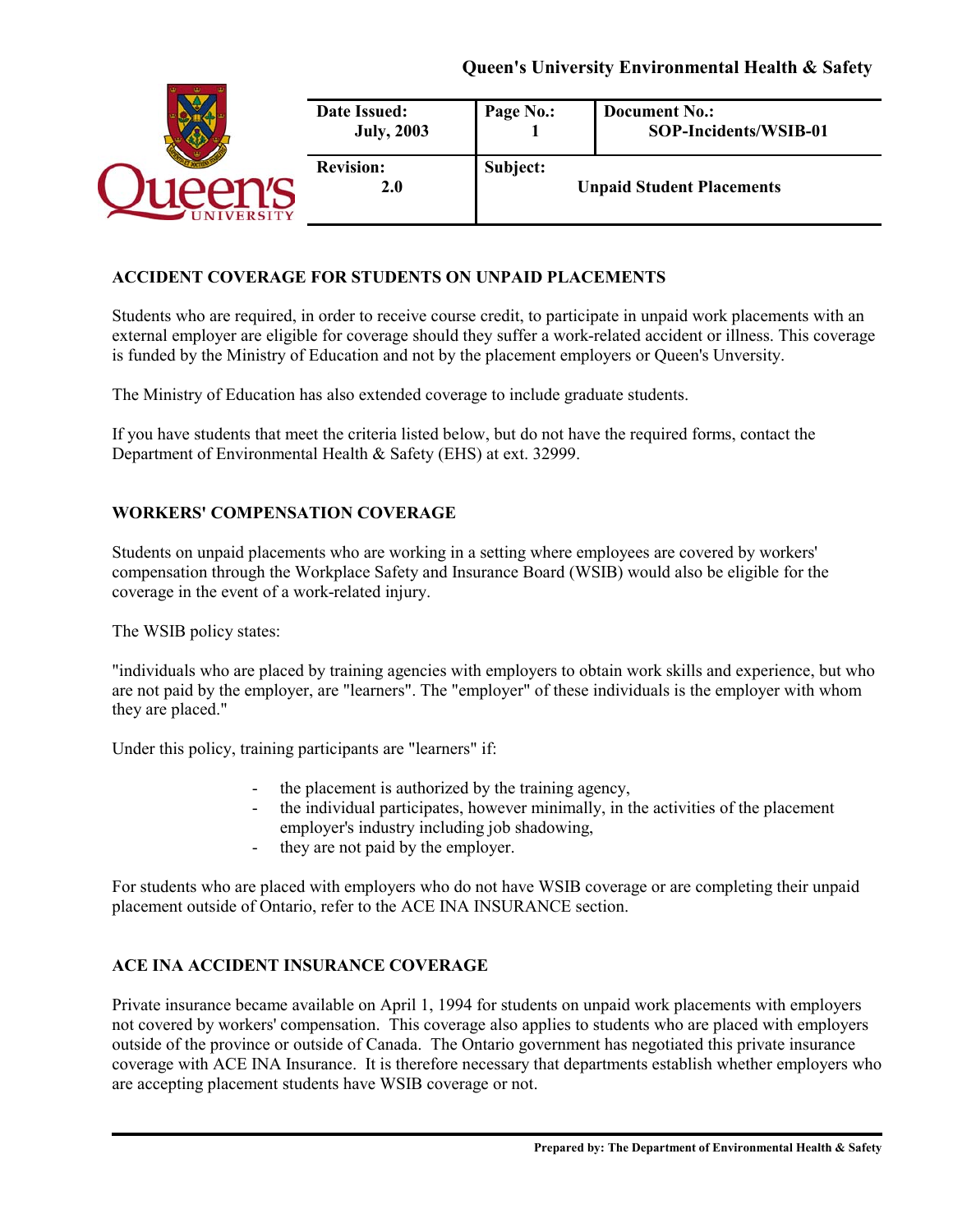Queen's University Environmental Health & Safety

| Date Issued: July, 2003 | Page No.: 1 | Document No.: SOP-Incidents/WSIB-01 |
| --- | --- | --- |
| Revision: 2.0 | Subject: Unpaid Student Placements | |

## ACCIDENT COVERAGE FOR STUDENTS ON UNPAID PLACEMENTS

Students who are required, in order to receive course credit, to participate in unpaid work placements with an external employer are eligible for coverage should they suffer a work-related accident or illness. This coverage is funded by the Ministry of Education and not by the placement employers or Queen's Unversity.

The Ministry of Education has also extended coverage to include graduate students.

If you have students that meet the criteria listed below, but do not have the required forms, contact the Department of Environmental Health & Safety (EHS) at ext. 32999.

## WORKERS' COMPENSATION COVERAGE

Students on unpaid placements who are working in a setting where employees are covered by workers' compensation through the Workplace Safety and Insurance Board (WSIB) would also be eligible for the coverage in the event of a work-related injury.

The WSIB policy states:

"individuals who are placed by training agencies with employers to obtain work skills and experience, but who are not paid by the employer, are "learners". The "employer" of these individuals is the employer with whom they are placed."

Under this policy, training participants are "learners" if:

- the placement is authorized by the training agency,
- the individual participates, however minimally, in the activities of the placement employer's industry including job shadowing,
- they are not paid by the employer.

For students who are placed with employers who do not have WSIB coverage or are completing their unpaid placement outside of Ontario, refer to the ACE INA INSURANCE section.

## ACE INA ACCIDENT INSURANCE COVERAGE

Private insurance became available on April 1, 1994 for students on unpaid work placements with employers not covered by workers' compensation. This coverage also applies to students who are placed with employers outside of the province or outside of Canada. The Ontario government has negotiated this private insurance coverage with ACE INA Insurance. It is therefore necessary that departments establish whether employers who are accepting placement students have WSIB coverage or not.

Prepared by: The Department of Environmental Health & Safety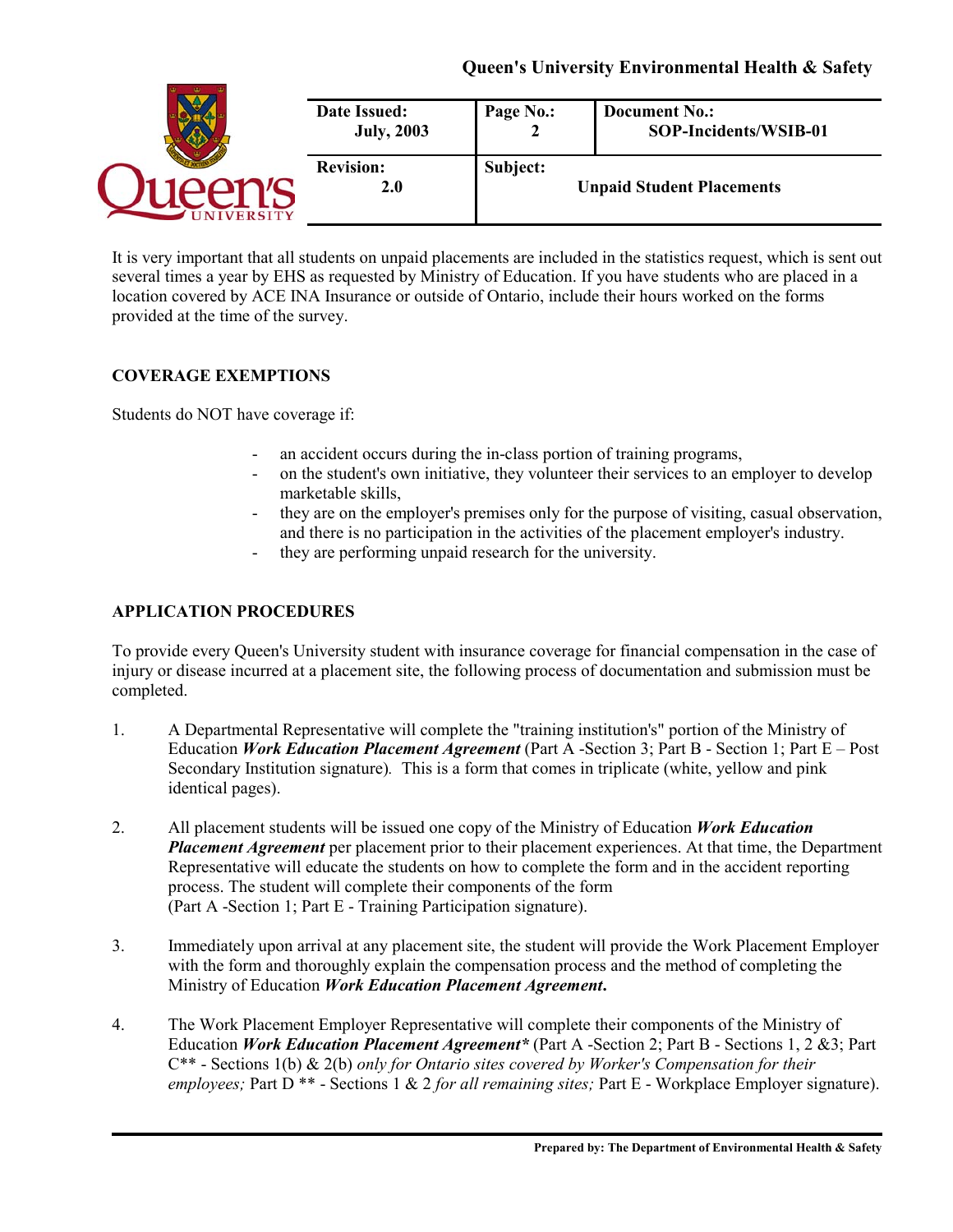It is very important that all students on unpaid placements are included in the statistics request, which is sent out several times a year by EHS as requested by Ministry of Education. If you have students who are placed in a location covered by ACE INA Insurance or outside of Ontario, include their hours worked on the forms provided at the time of the survey.

## COVERAGE EXEMPTIONS

Students do NOT have coverage if:

- an accident occurs during the in-class portion of training programs,
- on the student's own initiative, they volunteer their services to an employer to develop marketable skills,
- they are on the employer's premises only for the purpose of visiting, casual observation, and there is no participation in the activities of the placement employer's industry.
- they are performing unpaid research for the university.

## APPLICATION PROCEDURES

To provide every Queen's University student with insurance coverage for financial compensation in the case of injury or disease incurred at a placement site, the following process of documentation and submission must be completed.

1. A Departmental Representative will complete the "training institution's" portion of the Ministry of Education ***Work Education Placement Agreement*** (Part A -Section 3; Part B - Section 1; Part E – Post Secondary Institution signature). This is a form that comes in triplicate (white, yellow and pink identical pages).

2. All placement students will be issued one copy of the Ministry of Education ***Work Education Placement Agreement*** per placement prior to their placement experiences. At that time, the Department Representative will educate the students on how to complete the form and in the accident reporting process. The student will complete their components of the form (Part A -Section 1; Part E - Training Participation signature).

3. Immediately upon arrival at any placement site, the student will provide the Work Placement Employer with the form and thoroughly explain the compensation process and the method of completing the Ministry of Education ***Work Education Placement Agreement*.**

4. The Work Placement Employer Representative will complete their components of the Ministry of Education ***Work Education Placement Agreement**** (Part A -Section 2; Part B - Sections 1, 2 &3; Part C** - Sections 1(b) & 2(b) *only for Ontario sites covered by Worker's Compensation for their employees;* Part D ** - Sections 1 & 2 *for all remaining sites;* Part E - Workplace Employer signature).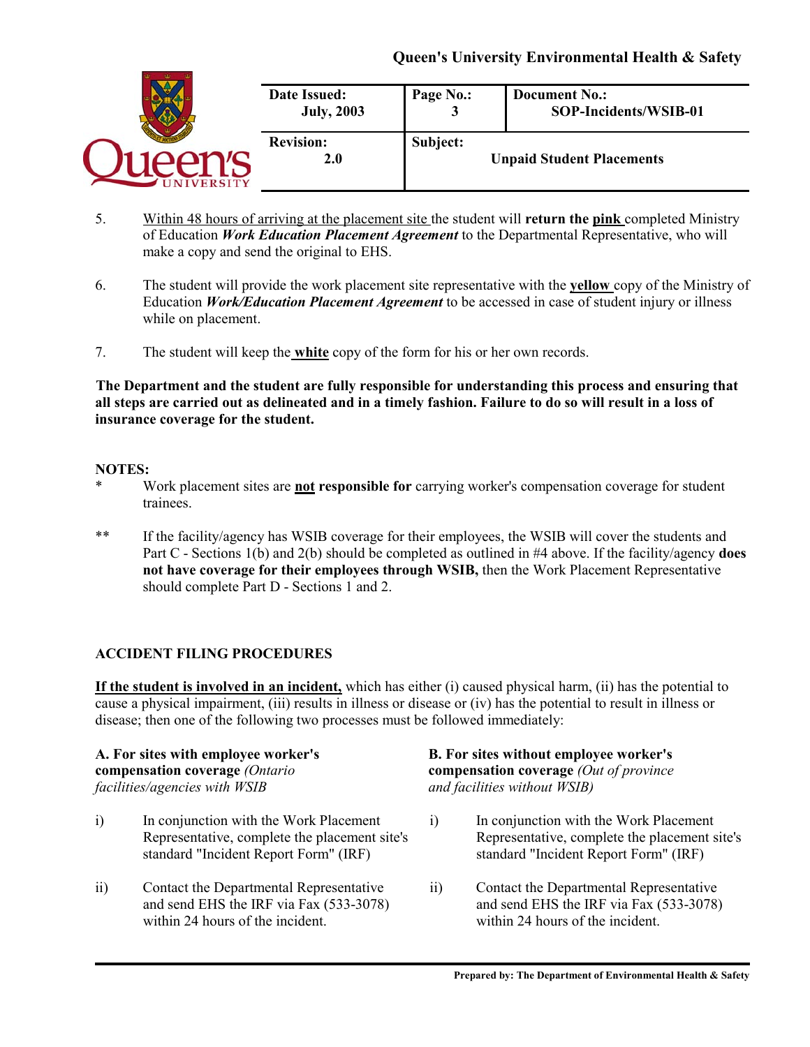5. Within 48 hours of arriving at the placement site the student will **return the pink** completed Ministry of Education ***Work Education Placement Agreement*** to the Departmental Representative, who will make a copy and send the original to EHS.

6. The student will provide the work placement site representative with the **yellow** copy of the Ministry of Education ***Work/Education Placement Agreement*** to be accessed in case of student injury or illness while on placement.

7. The student will keep the **white** copy of the form for his or her own records.

**The Department and the student are fully responsible for understanding this process and ensuring that all steps are carried out as delineated and in a timely fashion. Failure to do so will result in a loss of insurance coverage for the student.**

**NOTES:**

\* Work placement sites are **not responsible for** carrying worker's compensation coverage for student trainees.

\*\* If the facility/agency has WSIB coverage for their employees, the WSIB will cover the students and Part C - Sections 1(b) and 2(b) should be completed as outlined in #4 above. If the facility/agency **does not have coverage for their employees through WSIB,** then the Work Placement Representative should complete Part D - Sections 1 and 2.

## ACCIDENT FILING PROCEDURES

**If the student is involved in an incident,** which has either (i) caused physical harm, (ii) has the potential to cause a physical impairment, (iii) results in illness or disease or (iv) has the potential to result in illness or disease; then one of the following two processes must be followed immediately:

**A. For sites with employee worker's compensation coverage** *(Ontario facilities/agencies with WSIB*

i) In conjunction with the Work Placement Representative, complete the placement site's standard "Incident Report Form" (IRF)

ii) Contact the Departmental Representative and send EHS the IRF via Fax (533-3078) within 24 hours of the incident.

**B. For sites without employee worker's compensation coverage** *(Out of province and facilities without WSIB)*

i) In conjunction with the Work Placement Representative, complete the placement site's standard "Incident Report Form" (IRF)

ii) Contact the Departmental Representative and send EHS the IRF via Fax (533-3078) within 24 hours of the incident.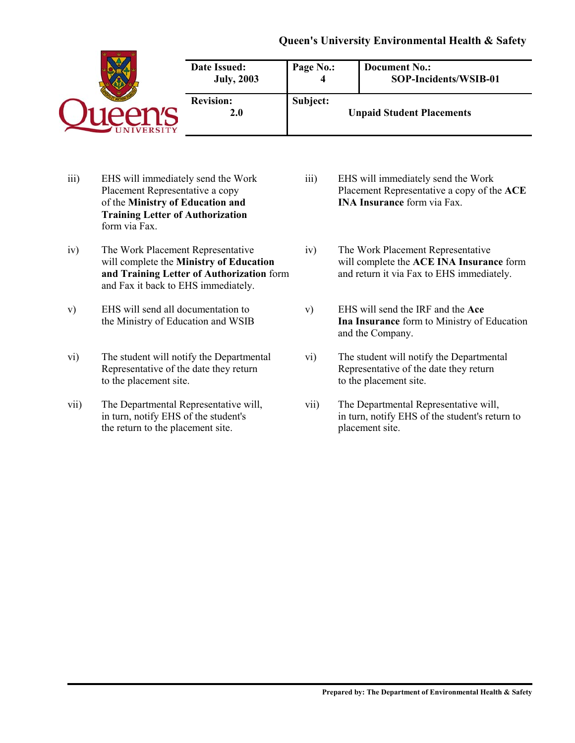iii) EHS will immediately send the Work Placement Representative a copy of the **Ministry of Education and Training Letter of Authorization** form via Fax.

iv) The Work Placement Representative will complete the **Ministry of Education and Training Letter of Authorization** form and Fax it back to EHS immediately.

v) EHS will send all documentation to the Ministry of Education and WSIB

vi) The student will notify the Departmental Representative of the date they return to the placement site.

vii) The Departmental Representative will, in turn, notify EHS of the student's the return to the placement site.

iii) EHS will immediately send the Work Placement Representative a copy of the **ACE INA Insurance** form via Fax.

iv) The Work Placement Representative will complete the **ACE INA Insurance** form and return it via Fax to EHS immediately.

v) EHS will send the IRF and the **Ace Ina Insurance** form to Ministry of Education and the Company.

vi) The student will notify the Departmental Representative of the date they return to the placement site.

vii) The Departmental Representative will, in turn, notify EHS of the student's return to placement site.